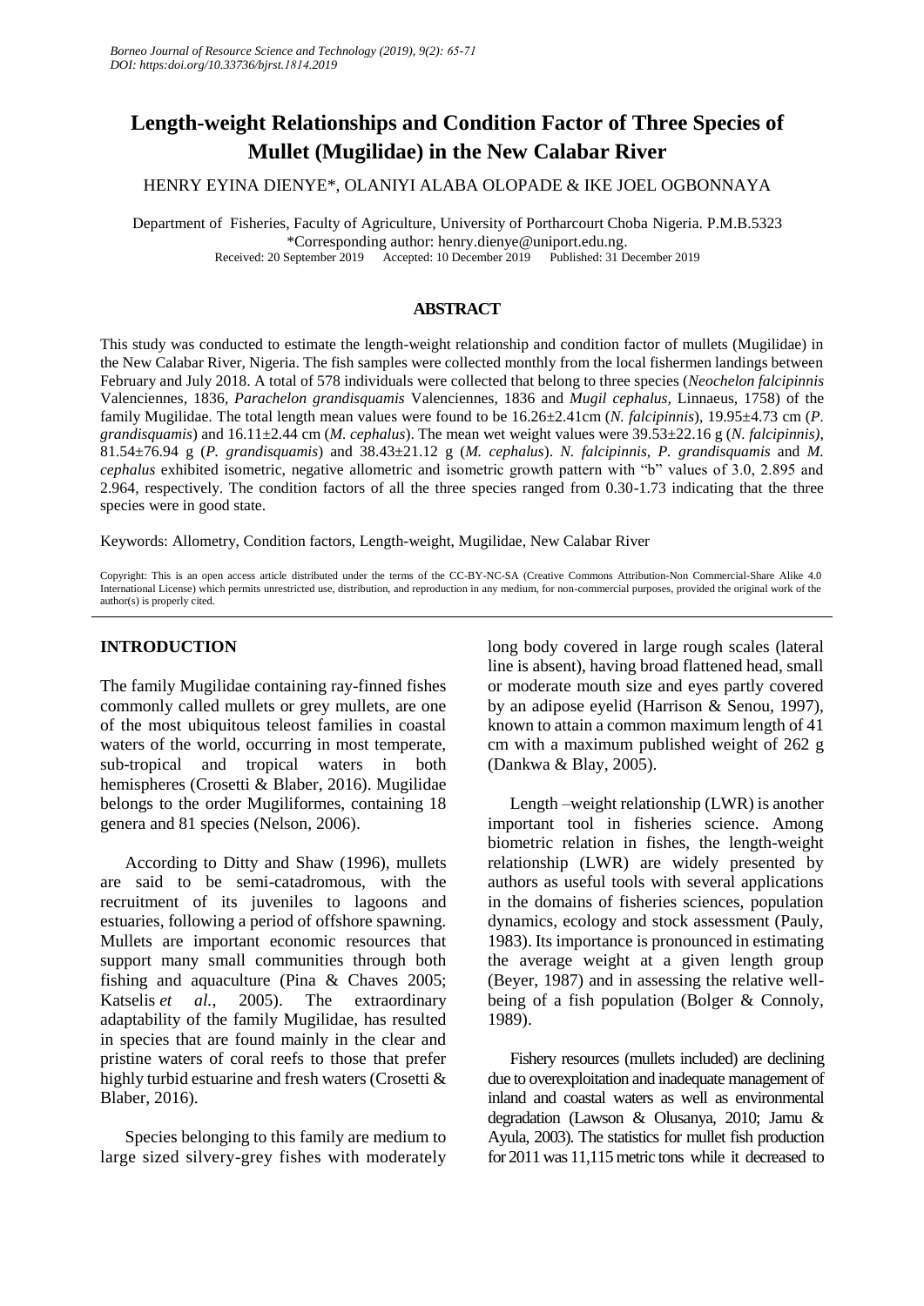# Length-weight Relationships and Condition Factor of Three Species of Mullet (Mugilidae) in the New Calabar River

HENRY EYINA DIENYE*, OLANIYI ALABA OLOPADE & IKE JOEL OGBONNAYA

Department of Fisheries, Faculty of Agriculture, University of Portharcourt Choba Nigeria. P.M.B.5323
*Corresponding author: henry.dienye@uniport.edu.ng.
Received: 20 September 2019 Accepted: 10 December 2019 Published: 31 December 2019

## ABSTRACT

This study was conducted to estimate the length-weight relationship and condition factor of mullets (Mugilidae) in the New Calabar River, Nigeria. The fish samples were collected monthly from the local fishermen landings between February and July 2018. A total of 578 individuals were collected that belong to three species (*Neochelon falcipinnis* Valenciennes, 1836, *Parachelon grandisquamis* Valenciennes, 1836 and *Mugil cephalus*, Linnaeus, 1758) of the family Mugilidae. The total length mean values were found to be 16.26±2.41cm (*N. falcipinnis*), 19.95±4.73 cm (*P. grandisquamis*) and 16.11±2.44 cm (*M. cephalus*). The mean wet weight values were 39.53±22.16 g (*N. falcipinnis)*, 81.54±76.94 g (*P. grandisquamis*) and 38.43±21.12 g (*M. cephalus*). *N. falcipinnis, P. grandisquamis* and *M. cephalus* exhibited isometric, negative allometric and isometric growth pattern with "b" values of 3.0, 2.895 and 2.964, respectively. The condition factors of all the three species ranged from 0.30-1.73 indicating that the three species were in good state.

Keywords: Allometry, Condition factors, Length-weight, Mugilidae, New Calabar River

Copyright: This is an open access article distributed under the terms of the CC-BY-NC-SA (Creative Commons Attribution-Non Commercial-Share Alike 4.0 International License) which permits unrestricted use, distribution, and reproduction in any medium, for non-commercial purposes, provided the original work of the author(s) is properly cited.

## INTRODUCTION

The family Mugilidae containing ray-finned fishes commonly called mullets or grey mullets, are one of the most ubiquitous teleost families in coastal waters of the world, occurring in most temperate, sub-tropical and tropical waters in both hemispheres (Crosetti & Blaber, 2016). Mugilidae belongs to the order Mugiliformes, containing 18 genera and 81 species (Nelson, 2006).

According to Ditty and Shaw (1996), mullets are said to be semi-catadromous, with the recruitment of its juveniles to lagoons and estuaries, following a period of offshore spawning. Mullets are important economic resources that support many small communities through both fishing and aquaculture (Pina & Chaves 2005; Katselis *et al.*, 2005). The extraordinary adaptability of the family Mugilidae, has resulted in species that are found mainly in the clear and pristine waters of coral reefs to those that prefer highly turbid estuarine and fresh waters (Crosetti & Blaber, 2016).

Species belonging to this family are medium to large sized silvery-grey fishes with moderately long body covered in large rough scales (lateral line is absent), having broad flattened head, small or moderate mouth size and eyes partly covered by an adipose eyelid (Harrison & Senou, 1997), known to attain a common maximum length of 41 cm with a maximum published weight of 262 g (Dankwa & Blay, 2005).

Length –weight relationship (LWR) is another important tool in fisheries science. Among biometric relation in fishes, the length-weight relationship (LWR) are widely presented by authors as useful tools with several applications in the domains of fisheries sciences, population dynamics, ecology and stock assessment (Pauly, 1983). Its importance is pronounced in estimating the average weight at a given length group (Beyer, 1987) and in assessing the relative well-being of a fish population (Bolger & Connoly, 1989).

Fishery resources (mullets included) are declining due to overexploitation and inadequate management of inland and coastal waters as well as environmental degradation (Lawson & Olusanya, 2010; Jamu & Ayula, 2003). The statistics for mullet fish production for 2011 was 11,115 metric tons while it decreased to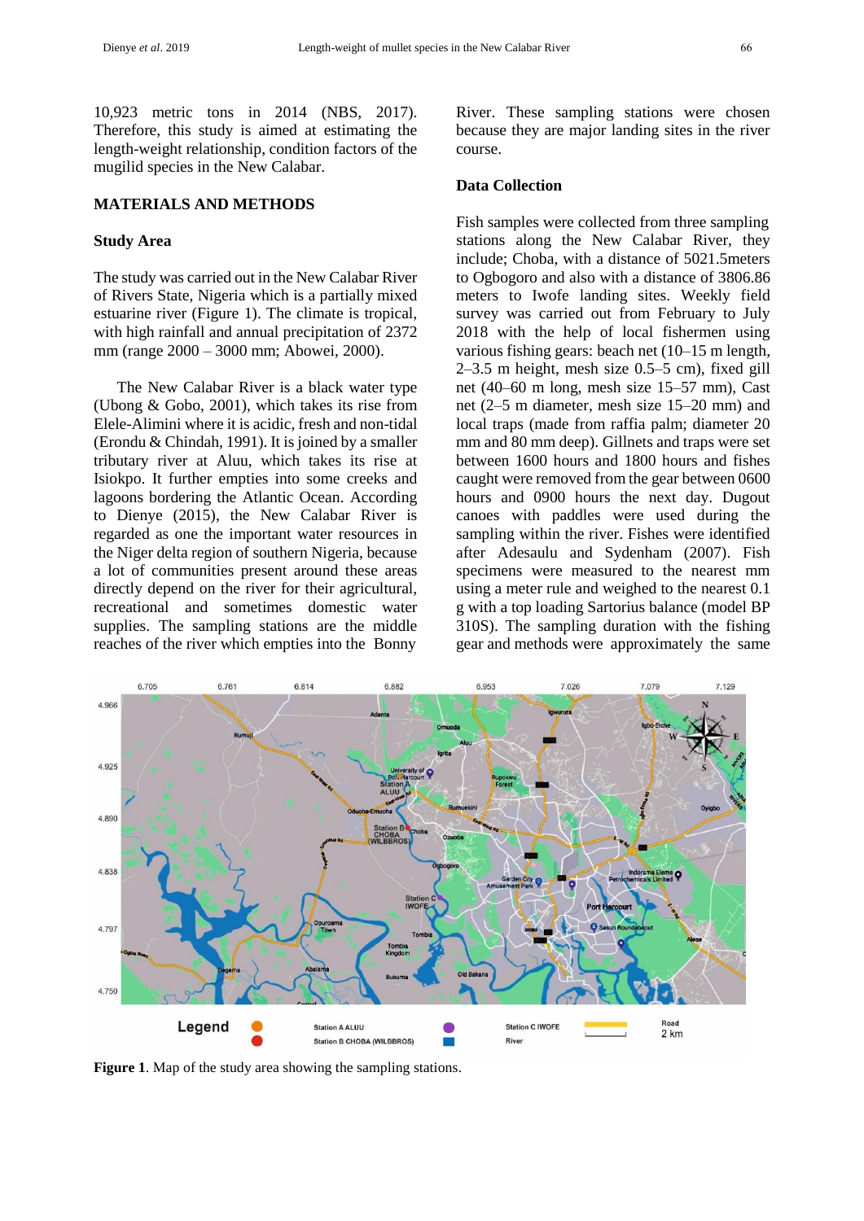10,923 metric tons in 2014 (NBS, 2017). Therefore, this study is aimed at estimating the length-weight relationship, condition factors of the mugilid species in the New Calabar.

## MATERIALS AND METHODS

### Study Area

The study was carried out in the New Calabar River of Rivers State, Nigeria which is a partially mixed estuarine river (Figure 1). The climate is tropical, with high rainfall and annual precipitation of 2372 mm (range 2000 – 3000 mm; Abowei, 2000).

The New Calabar River is a black water type (Ubong & Gobo, 2001), which takes its rise from Elele-Alimini where it is acidic, fresh and non-tidal (Erondu & Chindah, 1991). It is joined by a smaller tributary river at Aluu, which takes its rise at Isiokpo. It further empties into some creeks and lagoons bordering the Atlantic Ocean. According to Dienye (2015), the New Calabar River is regarded as one the important water resources in the Niger delta region of southern Nigeria, because a lot of communities present around these areas directly depend on the river for their agricultural, recreational and sometimes domestic water supplies. The sampling stations are the middle reaches of the river which empties into the Bonny River. These sampling stations were chosen because they are major landing sites in the river course.

### Data Collection

Fish samples were collected from three sampling stations along the New Calabar River, they include; Choba, with a distance of 5021.5meters to Ogbogoro and also with a distance of 3806.86 meters to Iwofe landing sites. Weekly field survey was carried out from February to July 2018 with the help of local fishermen using various fishing gears: beach net (10–15 m length, 2–3.5 m height, mesh size 0.5–5 cm), fixed gill net (40–60 m long, mesh size 15–57 mm), Cast net (2–5 m diameter, mesh size 15–20 mm) and local traps (made from raffia palm; diameter 20 mm and 80 mm deep). Gillnets and traps were set between 1600 hours and 1800 hours and fishes caught were removed from the gear between 0600 hours and 0900 hours the next day. Dugout canoes with paddles were used during the sampling within the river. Fishes were identified after Adesaulu and Sydenham (2007). Fish specimens were measured to the nearest mm using a meter rule and weighed to the nearest 0.1 g with a top loading Sartorius balance (model BP 310S). The sampling duration with the fishing gear and methods were approximately the same

**Figure 1**. Map of the study area showing the sampling stations.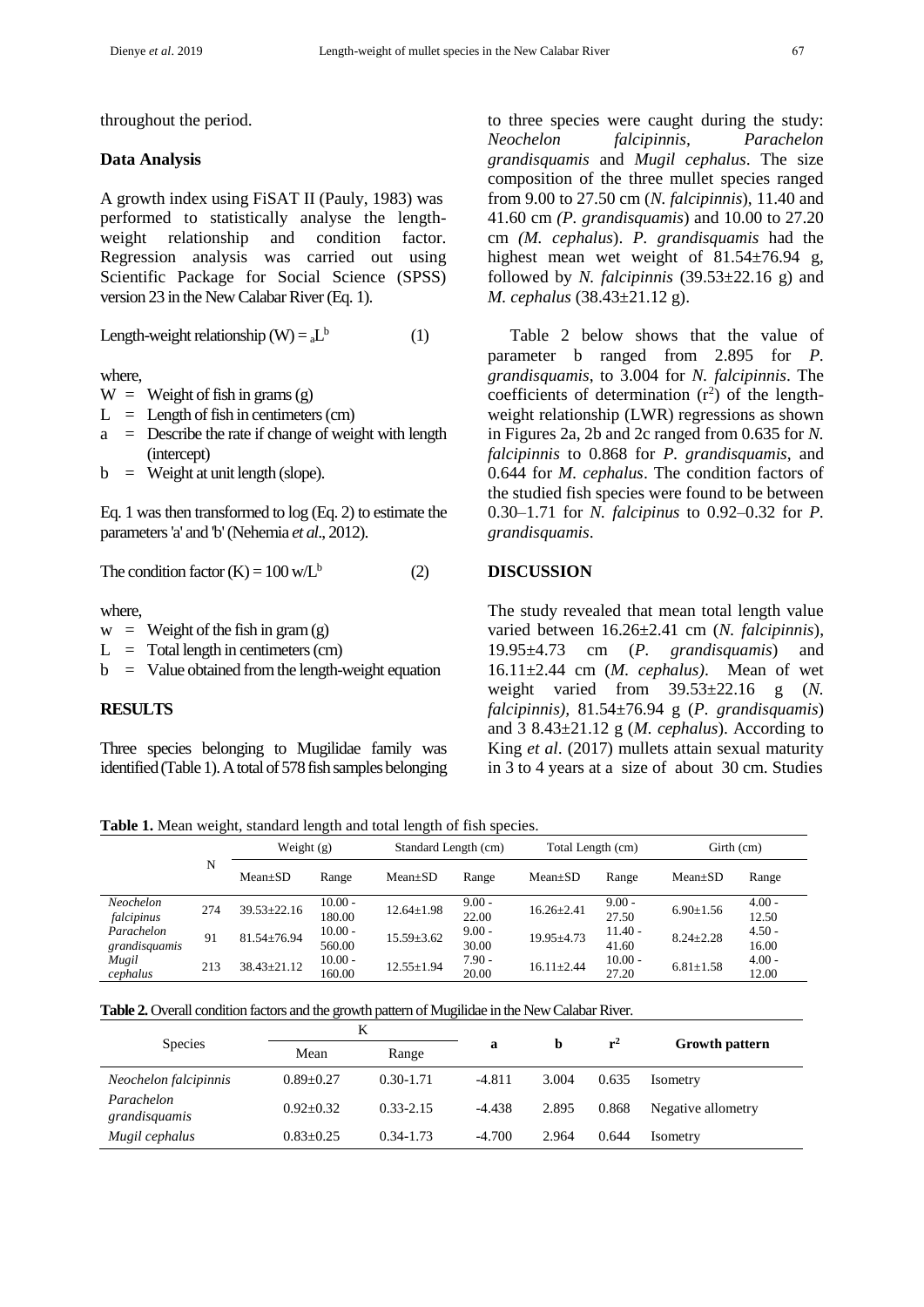throughout the period.

### Data Analysis

A growth index using FiSAT II (Pauly, 1983) was performed to statistically analyse the length-weight relationship and condition factor. Regression analysis was carried out using Scientific Package for Social Science (SPSS) version 23 in the New Calabar River (Eq. 1).

Length-weight relationship (W) = $_aL^b$ (1)

where,

W = Weight of fish in grams (g)

L = Length of fish in centimeters (cm)

a = Describe the rate if change of weight with length (intercept)

b = Weight at unit length (slope).

Eq. 1 was then transformed to log (Eq. 2) to estimate the parameters 'a' and 'b' (Nehemia *et al*., 2012).

The condition factor (K) = 100 w/$L^b$ (2)

where,

w = Weight of the fish in gram (g)

L = Total length in centimeters (cm)

b = Value obtained from the length-weight equation

## RESULTS

Three species belonging to Mugilidae family was identified (Table 1). A total of 578 fish samples belonging to three species were caught during the study: *Neochelon falcipinnis*, *Parachelon grandisquamis* and *Mugil cephalus*. The size composition of the three mullet species ranged from 9.00 to 27.50 cm (*N. falcipinnis*), 11.40 and 41.60 cm (*P. grandisquamis*) and 10.00 to 27.20 cm (*M. cephalus*). *P. grandisquamis* had the highest mean wet weight of 81.54±76.94 g, followed by *N. falcipinnis* (39.53±22.16 g) and *M. cephalus* (38.43±21.12 g).

Table 2 below shows that the value of parameter b ranged from 2.895 for *P. grandisquamis*, to 3.004 for *N. falcipinnis*. The coefficients of determination ($r^2$) of the length-weight relationship (LWR) regressions as shown in Figures 2a, 2b and 2c ranged from 0.635 for *N. falcipinnis* to 0.868 for *P. grandisquamis*, and 0.644 for *M. cephalus*. The condition factors of the studied fish species were found to be between 0.30–1.71 for *N. falcipinus* to 0.92–0.32 for *P. grandisquamis*.

## DISCUSSION

The study revealed that mean total length value varied between 16.26±2.41 cm (*N. falcipinnis*), 19.95±4.73 cm (*P. grandisquamis*) and 16.11±2.44 cm (*M. cephalus)*. Mean of wet weight varied from 39.53±22.16 g (*N. falcipinnis)*, 81.54±76.94 g (*P. grandisquamis*) and 3 8.43±21.12 g (*M. cephalus*). According to King *et al*. (2017) mullets attain sexual maturity in 3 to 4 years at a size of about 30 cm. Studies

**Table 1.** Mean weight, standard length and total length of fish species.

| | N | Weight (g) | | Standard Length (cm) | | Total Length (cm) | | Girth (cm) | |
|---|---|---|---|---|---|---|---|---|---|
| | | Mean±SD | Range | Mean±SD | Range | Mean±SD | Range | Mean±SD | Range |
| *Neochelon falcipinus* | 274 | 39.53±22.16 | 10.00 - 180.00 | 12.64±1.98 | 9.00 - 22.00 | 16.26±2.41 | 9.00 - 27.50 | 6.90±1.56 | 4.00 - 12.50 |
| *Parachelon grandisquamis* | 91 | 81.54±76.94 | 10.00 - 560.00 | 15.59±3.62 | 9.00 - 30.00 | 19.95±4.73 | 11.40 - 41.60 | 8.24±2.28 | 4.50 - 16.00 |
| *Mugil cephalus* | 213 | 38.43±21.12 | 10.00 - 160.00 | 12.55±1.94 | 7.90 - 20.00 | 16.11±2.44 | 10.00 - 27.20 | 6.81±1.58 | 4.00 - 12.00 |

**Table 2.** Overall condition factors and the growth pattern of Mugilidae in the New Calabar River.

| Species | K | | a | b | $r^2$ | Growth pattern |
|---|---|---|---|---|---|---|
| | Mean | Range | | | | |
| *Neochelon falcipinnis* | 0.89±0.27 | 0.30-1.71 | -4.811 | 3.004 | 0.635 | Isometry |
| *Parachelon grandisquamis* | 0.92±0.32 | 0.33-2.15 | -4.438 | 2.895 | 0.868 | Negative allometry |
| *Mugil cephalus* | 0.83±0.25 | 0.34-1.73 | -4.700 | 2.964 | 0.644 | Isometry |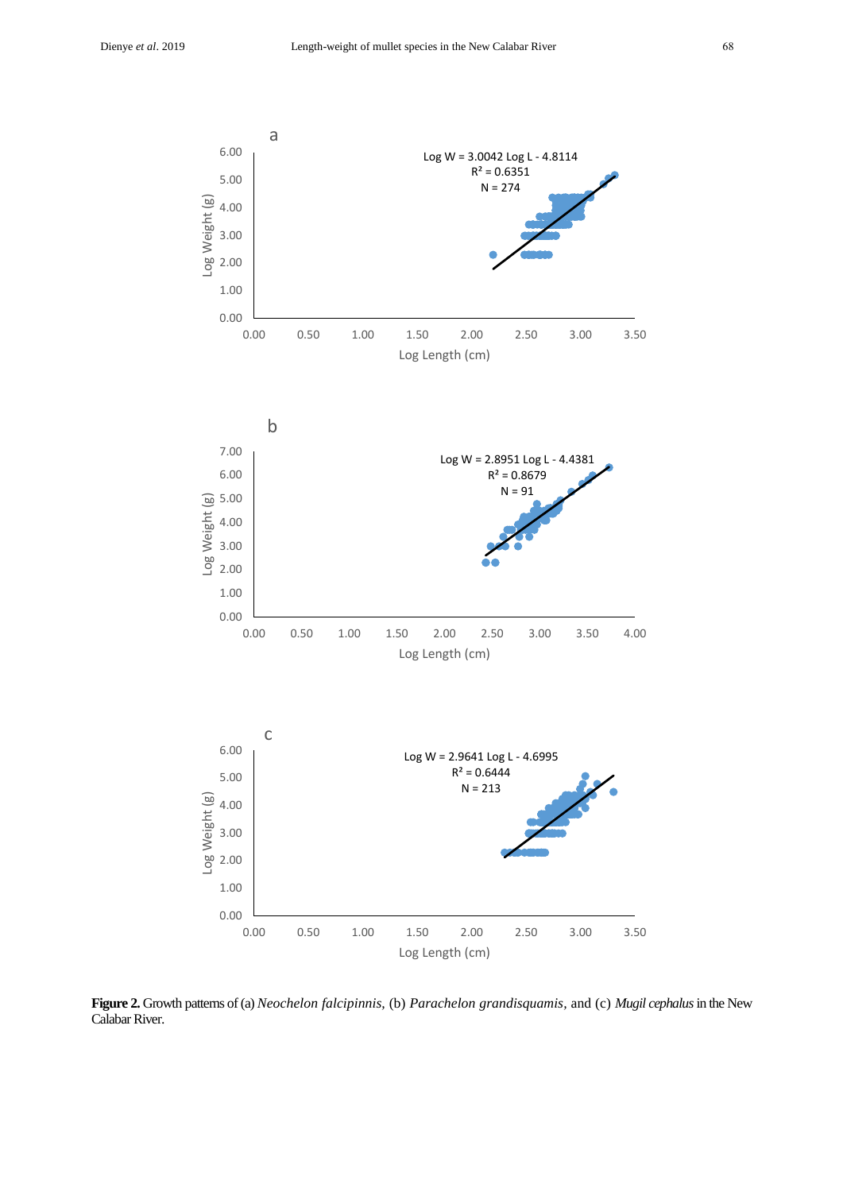**Figure 2.** Growth patterns of (a) *Neochelon falcipinnis,* (b) *Parachelon grandisquamis*, and (c) *Mugil cephalus* in the New Calabar River.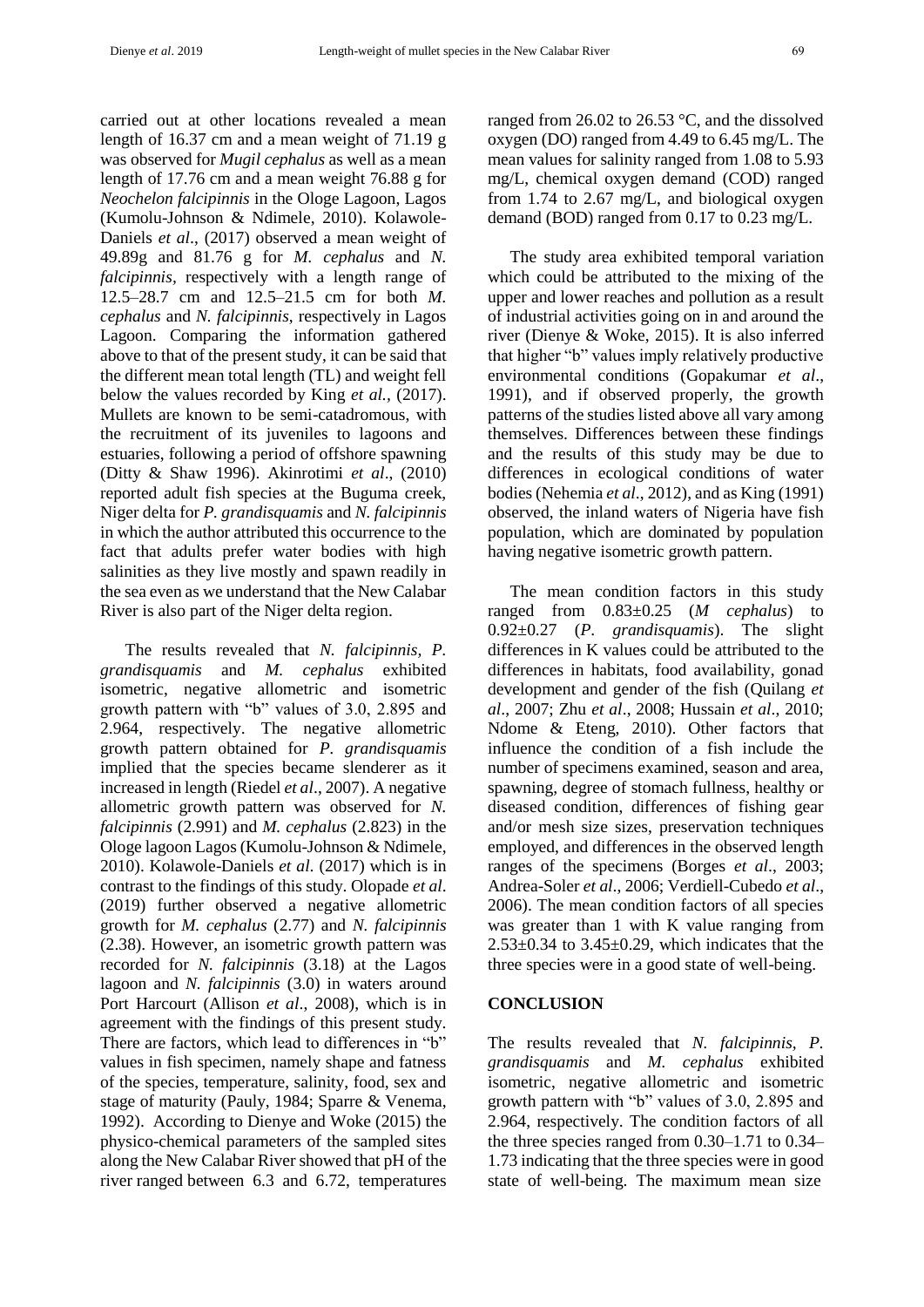carried out at other locations revealed a mean length of 16.37 cm and a mean weight of 71.19 g was observed for *Mugil cephalus* as well as a mean length of 17.76 cm and a mean weight 76.88 g for *Neochelon falcipinnis* in the Ologe Lagoon, Lagos (Kumolu-Johnson & Ndimele, 2010). Kolawole-Daniels *et al*., (2017) observed a mean weight of 49.89g and 81.76 g for *M. cephalus* and *N. falcipinnis*, respectively with a length range of 12.5–28.7 cm and 12.5–21.5 cm for both *M. cephalus* and *N. falcipinnis*, respectively in Lagos Lagoon. Comparing the information gathered above to that of the present study, it can be said that the different mean total length (TL) and weight fell below the values recorded by King *et al.*, (2017). Mullets are known to be semi-catadromous, with the recruitment of its juveniles to lagoons and estuaries, following a period of offshore spawning (Ditty & Shaw 1996). Akinrotimi *et al*., (2010) reported adult fish species at the Buguma creek, Niger delta for *P. grandisquamis* and *N. falcipinnis* in which the author attributed this occurrence to the fact that adults prefer water bodies with high salinities as they live mostly and spawn readily in the sea even as we understand that the New Calabar River is also part of the Niger delta region.

The results revealed that *N. falcipinnis, P. grandisquamis* and *M. cephalus* exhibited isometric, negative allometric and isometric growth pattern with "b" values of 3.0, 2.895 and 2.964, respectively. The negative allometric growth pattern obtained for *P. grandisquamis* implied that the species became slenderer as it increased in length (Riedel *et al*., 2007). A negative allometric growth pattern was observed for *N. falcipinnis* (2.991) and *M. cephalus* (2.823) in the Ologe lagoon Lagos (Kumolu-Johnson & Ndimele, 2010). Kolawole-Daniels *et al.* (2017) which is in contrast to the findings of this study. Olopade *et al*. (2019) further observed a negative allometric growth for *M. cephalus* (2.77) and *N. falcipinnis* (2.38). However, an isometric growth pattern was recorded for *N. falcipinnis* (3.18) at the Lagos lagoon and *N. falcipinnis* (3.0) in waters around Port Harcourt (Allison *et al*., 2008), which is in agreement with the findings of this present study. There are factors, which lead to differences in "b" values in fish specimen, namely shape and fatness of the species, temperature, salinity, food, sex and stage of maturity (Pauly, 1984; Sparre & Venema, 1992). According to Dienye and Woke (2015) the physico-chemical parameters of the sampled sites along the New Calabar River showed that pH of the river ranged between 6.3 and 6.72, temperatures ranged from 26.02 to 26.53 °C, and the dissolved oxygen (DO) ranged from 4.49 to 6.45 mg/L. The mean values for salinity ranged from 1.08 to 5.93 mg/L, chemical oxygen demand (COD) ranged from 1.74 to 2.67 mg/L, and biological oxygen demand (BOD) ranged from 0.17 to 0.23 mg/L.

The study area exhibited temporal variation which could be attributed to the mixing of the upper and lower reaches and pollution as a result of industrial activities going on in and around the river (Dienye & Woke, 2015). It is also inferred that higher "b" values imply relatively productive environmental conditions (Gopakumar *et al*., 1991), and if observed properly, the growth patterns of the studies listed above all vary among themselves. Differences between these findings and the results of this study may be due to differences in ecological conditions of water bodies (Nehemia *et al*., 2012), and as King (1991) observed, the inland waters of Nigeria have fish population, which are dominated by population having negative isometric growth pattern.

The mean condition factors in this study ranged from 0.83±0.25 (*M cephalus*) to 0.92±0.27 (*P. grandisquamis*). The slight differences in K values could be attributed to the differences in habitats, food availability, gonad development and gender of the fish (Quilang *et al*., 2007; Zhu *et al*., 2008; Hussain *et al*., 2010; Ndome & Eteng, 2010). Other factors that influence the condition of a fish include the number of specimens examined, season and area, spawning, degree of stomach fullness, healthy or diseased condition, differences of fishing gear and/or mesh size sizes, preservation techniques employed, and differences in the observed length ranges of the specimens (Borges *et al*., 2003; Andrea-Soler *et al*., 2006; Verdiell-Cubedo *et al*., 2006). The mean condition factors of all species was greater than 1 with K value ranging from 2.53±0.34 to 3.45±0.29, which indicates that the three species were in a good state of well-being.

## CONCLUSION

The results revealed that *N. falcipinnis, P. grandisquamis* and *M. cephalus* exhibited isometric, negative allometric and isometric growth pattern with "b" values of 3.0, 2.895 and 2.964, respectively. The condition factors of all the three species ranged from 0.30–1.71 to 0.34–1.73 indicating that the three species were in good state of well-being. The maximum mean size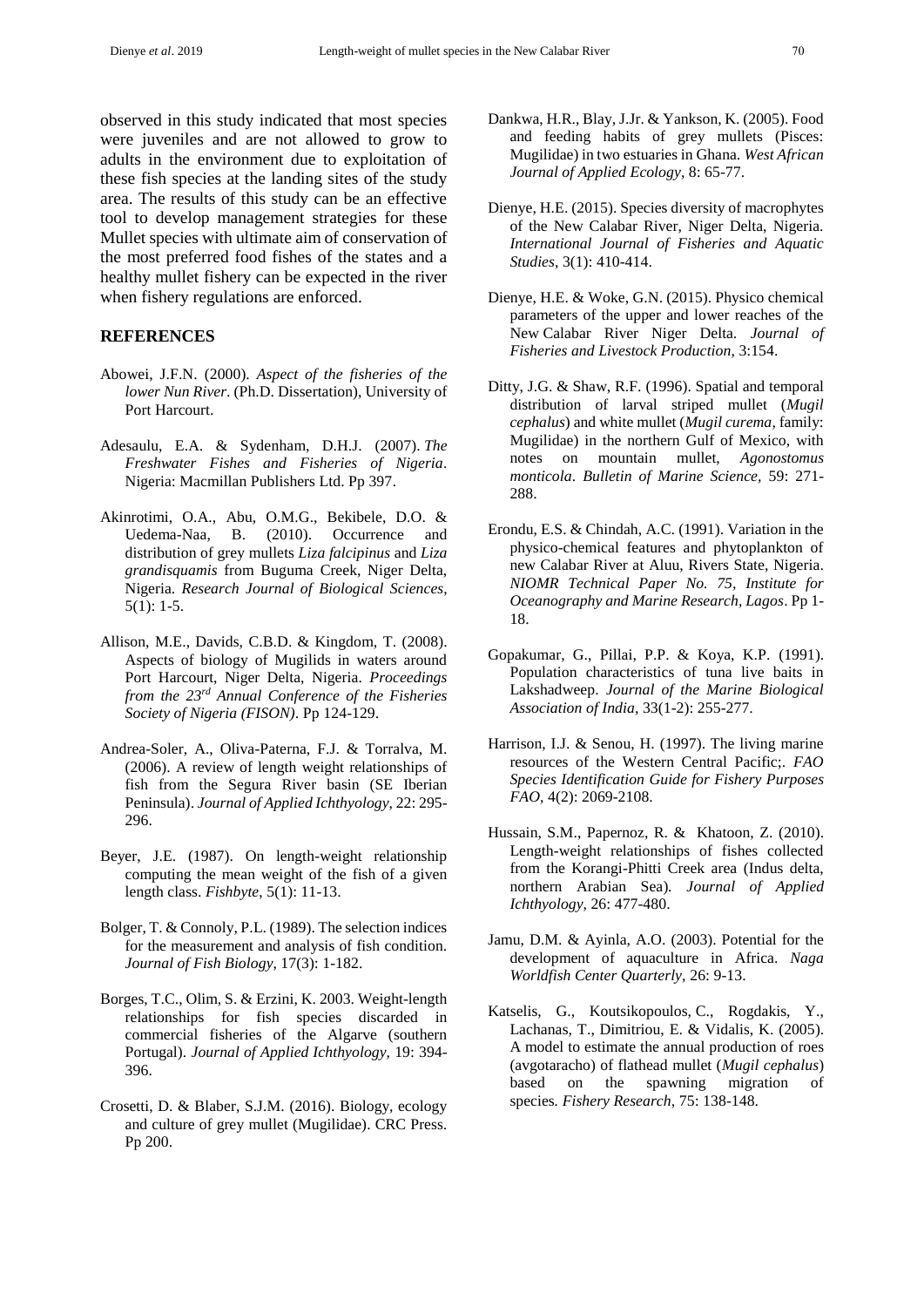observed in this study indicated that most species were juveniles and are not allowed to grow to adults in the environment due to exploitation of these fish species at the landing sites of the study area. The results of this study can be an effective tool to develop management strategies for these Mullet species with ultimate aim of conservation of the most preferred food fishes of the states and a healthy mullet fishery can be expected in the river when fishery regulations are enforced.

## REFERENCES

Abowei, J.F.N. (2000). *Aspect of the fisheries of the lower Nun River*. (Ph.D. Dissertation), University of Port Harcourt.

Adesaulu, E.A. & Sydenham, D.H.J. (2007). *The Freshwater Fishes and Fisheries of Nigeria*. Nigeria: Macmillan Publishers Ltd. Pp 397.

Akinrotimi, O.A., Abu, O.M.G., Bekibele, D.O. & Uedema-Naa, B. (2010). Occurrence and distribution of grey mullets *Liza falcipinus* and *Liza grandisquamis* from Buguma Creek, Niger Delta, Nigeria. *Research Journal of Biological Sciences*, 5(1): 1-5.

Allison, M.E., Davids, C.B.D. & Kingdom, T. (2008). Aspects of biology of Mugilids in waters around Port Harcourt, Niger Delta, Nigeria. *Proceedings from the 23rd Annual Conference of the Fisheries Society of Nigeria (FISON)*. Pp 124-129.

Andrea-Soler, A., Oliva-Paterna, F.J. & Torralva, M. (2006). A review of length weight relationships of fish from the Segura River basin (SE Iberian Peninsula). *Journal of Applied Ichthyology*, 22: 295-296.

Beyer, J.E. (1987). On length-weight relationship computing the mean weight of the fish of a given length class. *Fishbyte*, 5(1): 11-13.

Bolger, T. & Connoly, P.L. (1989). The selection indices for the measurement and analysis of fish condition. *Journal of Fish Biology*, 17(3): 1-182.

Borges, T.C., Olim, S. & Erzini, K. 2003. Weight-length relationships for fish species discarded in commercial fisheries of the Algarve (southern Portugal). *Journal of Applied Ichthyology*, 19: 394-396.

Crosetti, D. & Blaber, S.J.M. (2016). Biology, ecology and culture of grey mullet (Mugilidae). CRC Press. Pp 200.

Dankwa, H.R., Blay, J.Jr. & Yankson, K. (2005). Food and feeding habits of grey mullets (Pisces: Mugilidae) in two estuaries in Ghana. *West African Journal of Applied Ecology*, 8: 65-77.

Dienye, H.E. (2015). Species diversity of macrophytes of the New Calabar River, Niger Delta, Nigeria. *International Journal of Fisheries and Aquatic Studies*, 3(1): 410-414.

Dienye, H.E. & Woke, G.N. (2015). Physico chemical parameters of the upper and lower reaches of the New Calabar River Niger Delta. *Journal of Fisheries and Livestock Production*, 3:154.

Ditty, J.G. & Shaw, R.F. (1996). Spatial and temporal distribution of larval striped mullet (*Mugil cephalus*) and white mullet (*Mugil curema*, family: Mugilidae) in the northern Gulf of Mexico, with notes on mountain mullet, *Agonostomus monticola*. *Bulletin of Marine Science*, 59: 271-288.

Erondu, E.S. & Chindah, A.C. (1991). Variation in the physico-chemical features and phytoplankton of new Calabar River at Aluu, Rivers State, Nigeria. *NIOMR Technical Paper No. 75, Institute for Oceanography and Marine Research, Lagos*. Pp 1-18.

Gopakumar, G., Pillai, P.P. & Koya, K.P. (1991). Population characteristics of tuna live baits in Lakshadweep. *Journal of the Marine Biological Association of India*, 33(1-2): 255-277.

Harrison, I.J. & Senou, H. (1997). The living marine resources of the Western Central Pacific;. *FAO Species Identification Guide for Fishery Purposes FAO*, 4(2): 2069-2108.

Hussain, S.M., Papernoz, R. & Khatoon, Z. (2010). Length-weight relationships of fishes collected from the Korangi-Phitti Creek area (Indus delta, northern Arabian Sea). *Journal of Applied Ichthyology*, 26: 477-480.

Jamu, D.M. & Ayinla, A.O. (2003). Potential for the development of aquaculture in Africa. *Naga Worldfish Center Quarterly*, 26: 9-13.

Katselis, G., Koutsikopoulos, C., Rogdakis, Y., Lachanas, T., Dimitriou, E. & Vidalis, K. (2005). A model to estimate the annual production of roes (avgotaracho) of flathead mullet (*Mugil cephalus*) based on the spawning migration of species. *Fishery Research*, 75: 138-148.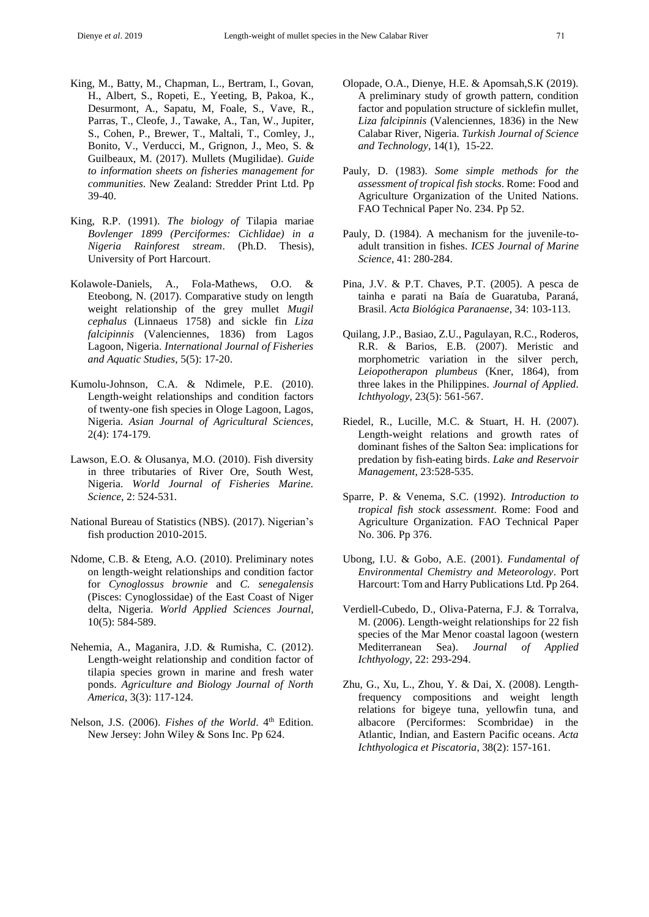King, M., Batty, M., Chapman, L., Bertram, I., Govan, H., Albert, S., Ropeti, E., Yeeting, B, Pakoa, K., Desurmont, A., Sapatu, M, Foale, S., Vave, R., Parras, T., Cleofe, J., Tawake, A., Tan, W., Jupiter, S., Cohen, P., Brewer, T., Maltali, T., Comley, J., Bonito, V., Verducci, M., Grignon, J., Meo, S. & Guilbeaux, M. (2017). Mullets (Mugilidae). *Guide to information sheets on fisheries management for communities*. New Zealand: Stredder Print Ltd. Pp 39-40.

King, R.P. (1991). *The biology of* Tilapia mariae *Bovlenger 1899 (Perciformes: Cichlidae) in a Nigeria Rainforest stream*. (Ph.D. Thesis), University of Port Harcourt.

Kolawole-Daniels, A., Fola-Mathews, O.O. & Eteobong, N. (2017). Comparative study on length weight relationship of the grey mullet *Mugil cephalus* (Linnaeus 1758) and sickle fin *Liza falcipinnis* (Valenciennes, 1836) from Lagos Lagoon, Nigeria. *International Journal of Fisheries and Aquatic Studies*, 5(5): 17-20.

Kumolu-Johnson, C.A. & Ndimele, P.E. (2010). Length-weight relationships and condition factors of twenty-one fish species in Ologe Lagoon, Lagos, Nigeria. *Asian Journal of Agricultural Sciences*, 2(4): 174-179.

Lawson, E.O. & Olusanya, M.O. (2010). Fish diversity in three tributaries of River Ore, South West, Nigeria. *World Journal of Fisheries Marine. Science*, 2: 524-531.

National Bureau of Statistics (NBS). (2017). Nigerian's fish production 2010-2015.

Ndome, C.B. & Eteng, A.O. (2010). Preliminary notes on length-weight relationships and condition factor for *Cynoglossus brownie* and *C. senegalensis* (Pisces: Cynoglossidae) of the East Coast of Niger delta, Nigeria. *World Applied Sciences Journal*, 10(5): 584-589.

Nehemia, A., Maganira, J.D. & Rumisha, C. (2012). Length-weight relationship and condition factor of tilapia species grown in marine and fresh water ponds. *Agriculture and Biology Journal of North America*, 3(3): 117-124.

Nelson, J.S. (2006). *Fishes of the World*. 4th Edition. New Jersey: John Wiley & Sons Inc. Pp 624.

Olopade, O.A., Dienye, H.E. & Apomsah,S.K (2019). A preliminary study of growth pattern, condition factor and population structure of sicklefin mullet, *Liza falcipinnis* (Valenciennes, 1836) in the New Calabar River, Nigeria. *Turkish Journal of Science and Technology*, 14(1), 15-22.

Pauly, D. (1983). *Some simple methods for the assessment of tropical fish stocks*. Rome: Food and Agriculture Organization of the United Nations. FAO Technical Paper No. 234. Pp 52.

Pauly, D. (1984). A mechanism for the juvenile-to-adult transition in fishes. *ICES Journal of Marine Science*, 41: 280-284.

Pina, J.V. & P.T. Chaves, P.T. (2005). A pesca de tainha e parati na Baía de Guaratuba, Paraná, Brasil. *Acta Biológica Paranaense*, 34: 103-113.

Quilang, J.P., Basiao, Z.U., Pagulayan, R.C., Roderos, R.R. & Barios, E.B. (2007). Meristic and morphometric variation in the silver perch, *Leiopotherapon plumbeus* (Kner, 1864), from three lakes in the Philippines. *Journal of Applied. Ichthyology*, 23(5): 561-567.

Riedel, R., Lucille, M.C. & Stuart, H. H. (2007). Length-weight relations and growth rates of dominant fishes of the Salton Sea: implications for predation by fish-eating birds. *Lake and Reservoir Management*, 23:528-535.

Sparre, P. & Venema, S.C. (1992). *Introduction to tropical fish stock assessment*. Rome: Food and Agriculture Organization. FAO Technical Paper No. 306. Pp 376.

Ubong, I.U. & Gobo, A.E. (2001). *Fundamental of Environmental Chemistry and Meteorology*. Port Harcourt: Tom and Harry Publications Ltd. Pp 264.

Verdiell-Cubedo, D., Oliva-Paterna, F.J. & Torralva, M. (2006). Length-weight relationships for 22 fish species of the Mar Menor coastal lagoon (western Mediterranean Sea). *Journal of Applied Ichthyology*, 22: 293-294.

Zhu, G., Xu, L., Zhou, Y. & Dai, X. (2008). Length-frequency compositions and weight length relations for bigeye tuna, yellowfin tuna, and albacore (Perciformes: Scombridae) in the Atlantic, Indian, and Eastern Pacific oceans. *Acta Ichthyologica et Piscatoria*, 38(2): 157-161.